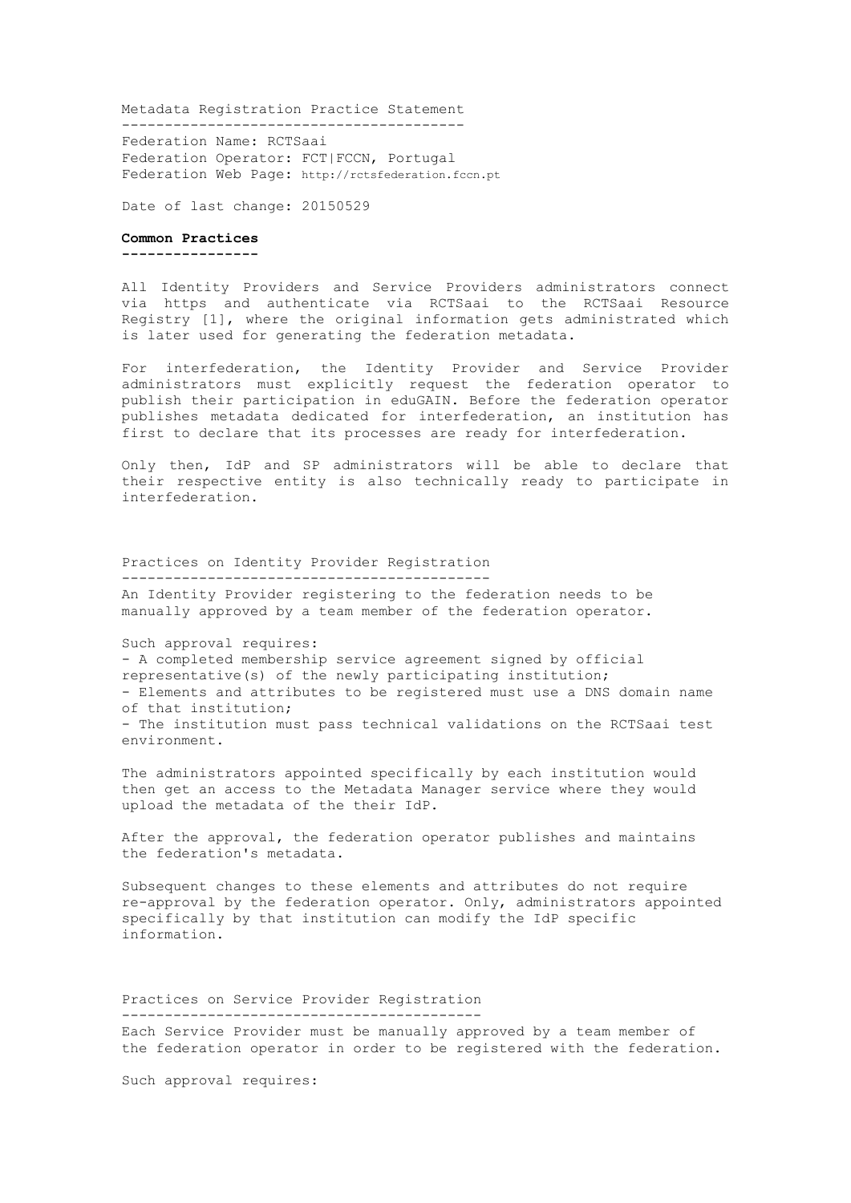# Metadata Registration Practice Statement

Federation Name: RCTSaai
Federation Operator: FCT|FCCN, Portugal
Federation Web Page: http://rctsfederation.fccn.pt

Date of last change: 20150529

## Common Practices

All Identity Providers and Service Providers administrators connect via https and authenticate via RCTSaai to the RCTSaai Resource Registry [1], where the original information gets administrated which is later used for generating the federation metadata.

For interfederation, the Identity Provider and Service Provider administrators must explicitly request the federation operator to publish their participation in eduGAIN. Before the federation operator publishes metadata dedicated for interfederation, an institution has first to declare that its processes are ready for interfederation.

Only then, IdP and SP administrators will be able to declare that their respective entity is also technically ready to participate in interfederation.

## Practices on Identity Provider Registration

An Identity Provider registering to the federation needs to be manually approved by a team member of the federation operator.

Such approval requires:
- A completed membership service agreement signed by official representative(s) of the newly participating institution;
- Elements and attributes to be registered must use a DNS domain name of that institution;
- The institution must pass technical validations on the RCTSaai test environment.

The administrators appointed specifically by each institution would then get an access to the Metadata Manager service where they would upload the metadata of the their IdP.

After the approval, the federation operator publishes and maintains the federation's metadata.

Subsequent changes to these elements and attributes do not require re-approval by the federation operator. Only, administrators appointed specifically by that institution can modify the IdP specific information.

## Practices on Service Provider Registration

Each Service Provider must be manually approved by a team member of the federation operator in order to be registered with the federation.

Such approval requires: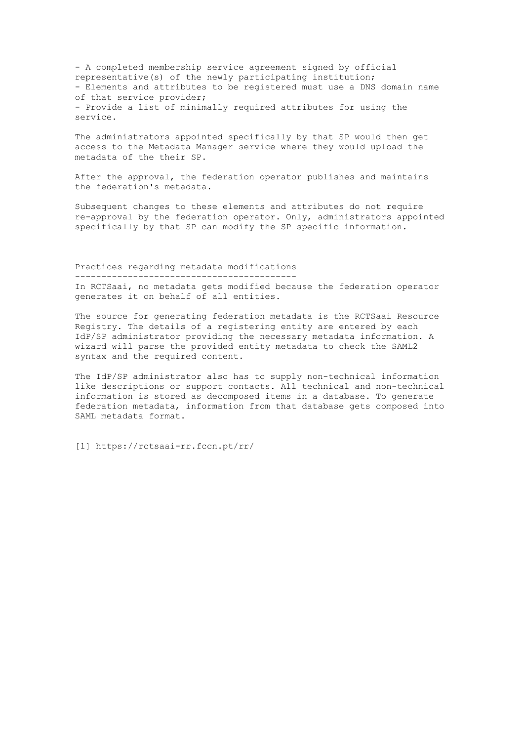- A completed membership service agreement signed by official representative(s) of the newly participating institution;
- Elements and attributes to be registered must use a DNS domain name of that service provider;
- Provide a list of minimally required attributes for using the service.

The administrators appointed specifically by that SP would then get access to the Metadata Manager service where they would upload the metadata of the their SP.

After the approval, the federation operator publishes and maintains the federation's metadata.

Subsequent changes to these elements and attributes do not require re-approval by the federation operator. Only, administrators appointed specifically by that SP can modify the SP specific information.

## Practices regarding metadata modifications

In RCTSaai, no metadata gets modified because the federation operator generates it on behalf of all entities.

The source for generating federation metadata is the RCTSaai Resource Registry. The details of a registering entity are entered by each IdP/SP administrator providing the necessary metadata information. A wizard will parse the provided entity metadata to check the SAML2 syntax and the required content.

The IdP/SP administrator also has to supply non-technical information like descriptions or support contacts. All technical and non-technical information is stored as decomposed items in a database. To generate federation metadata, information from that database gets composed into SAML metadata format.

[1] https://rctsaai-rr.fccn.pt/rr/